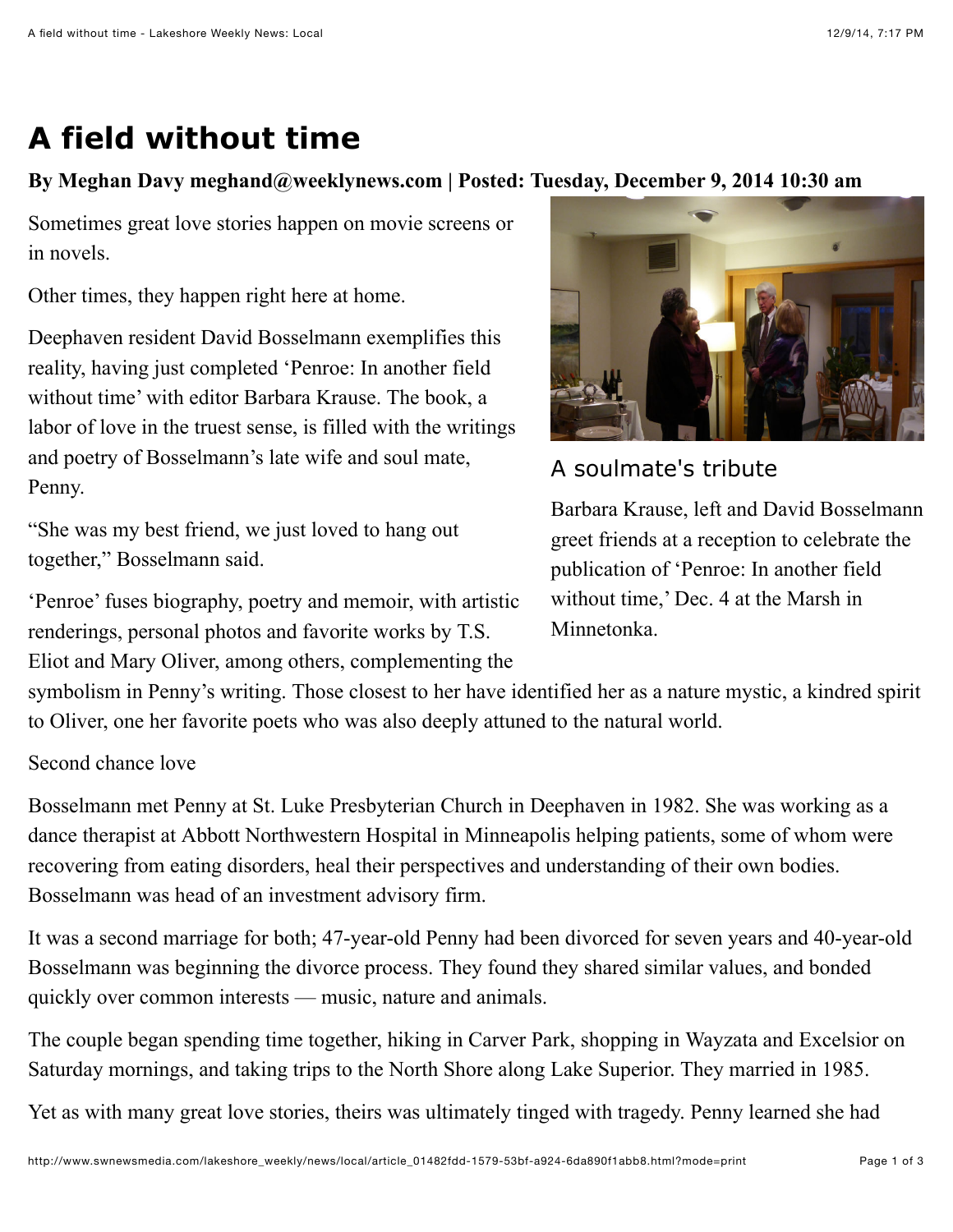# A field without time

**By Meghan Davy meghand@weeklynews.com | Posted: Tuesday, December 9, 2014 10:30 am**

Sometimes great love stories happen on movie screens or in novels.

Other times, they happen right here at home.

Deephaven resident David Bosselmann exemplifies this reality, having just completed 'Penroe: In another field without time' with editor Barbara Krause. The book, a labor of love in the truest sense, is filled with the writings and poetry of Bosselmann's late wife and soul mate, Penny.

"She was my best friend, we just loved to hang out together," Bosselmann said.

'Penroe' fuses biography, poetry and memoir, with artistic renderings, personal photos and favorite works by T.S. Eliot and Mary Oliver, among others, complementing the symbolism in Penny's writing. Those closest to her have identified her as a nature mystic, a kindred spirit to Oliver, one her favorite poets who was also deeply attuned to the natural world.

A soulmate's tribute

Barbara Krause, left and David Bosselmann greet friends at a reception to celebrate the publication of 'Penroe: In another field without time,' Dec. 4 at the Marsh in Minnetonka.

Second chance love

Bosselmann met Penny at St. Luke Presbyterian Church in Deephaven in 1982. She was working as a dance therapist at Abbott Northwestern Hospital in Minneapolis helping patients, some of whom were recovering from eating disorders, heal their perspectives and understanding of their own bodies. Bosselmann was head of an investment advisory firm.

It was a second marriage for both; 47-year-old Penny had been divorced for seven years and 40-year-old Bosselmann was beginning the divorce process. They found they shared similar values, and bonded quickly over common interests — music, nature and animals.

The couple began spending time together, hiking in Carver Park, shopping in Wayzata and Excelsior on Saturday mornings, and taking trips to the North Shore along Lake Superior. They married in 1985.

Yet as with many great love stories, theirs was ultimately tinged with tragedy. Penny learned she had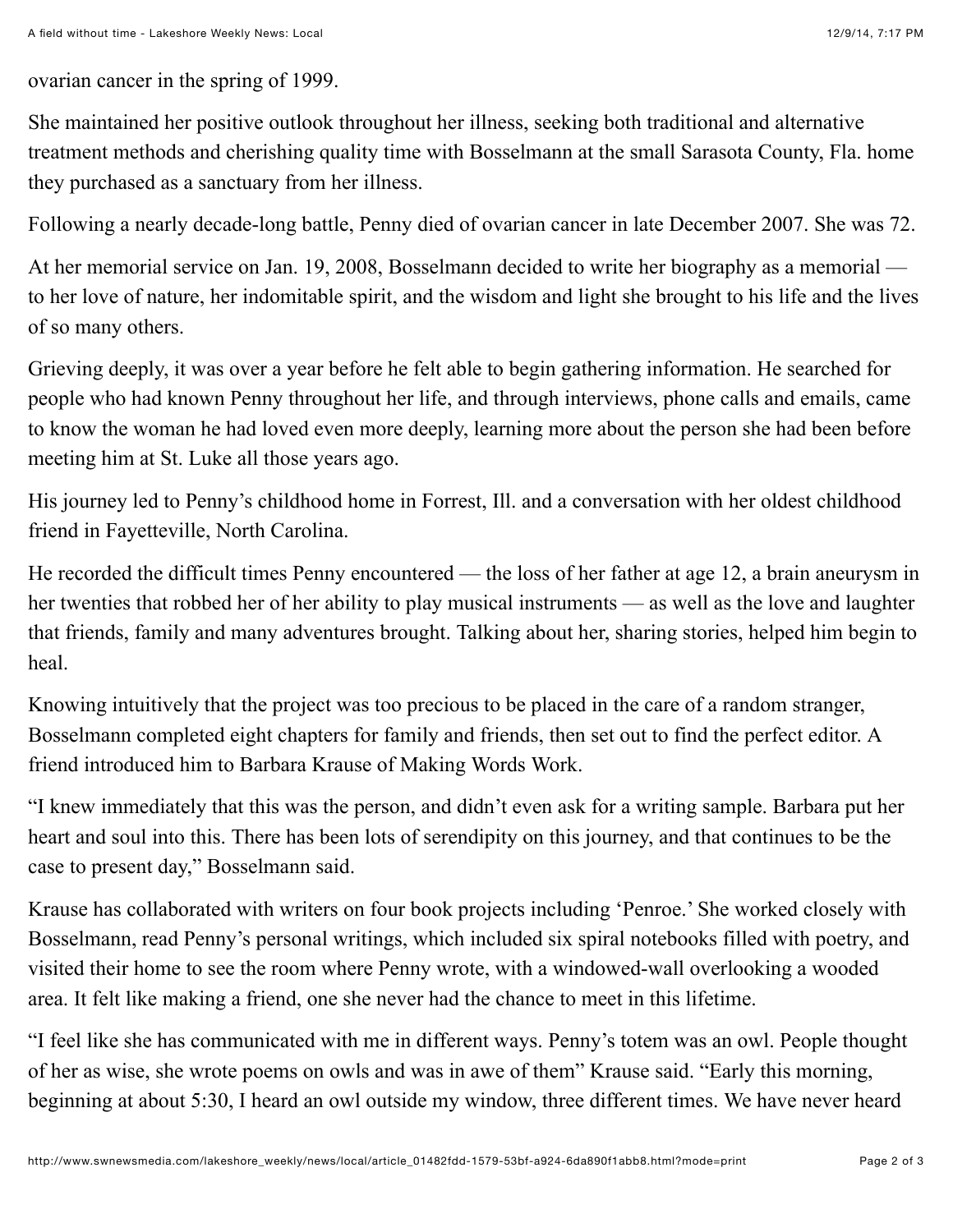ovarian cancer in the spring of 1999.

She maintained her positive outlook throughout her illness, seeking both traditional and alternative treatment methods and cherishing quality time with Bosselmann at the small Sarasota County, Fla. home they purchased as a sanctuary from her illness.

Following a nearly decade-long battle, Penny died of ovarian cancer in late December 2007. She was 72.

At her memorial service on Jan. 19, 2008, Bosselmann decided to write her biography as a memorial — to her love of nature, her indomitable spirit, and the wisdom and light she brought to his life and the lives of so many others.

Grieving deeply, it was over a year before he felt able to begin gathering information. He searched for people who had known Penny throughout her life, and through interviews, phone calls and emails, came to know the woman he had loved even more deeply, learning more about the person she had been before meeting him at St. Luke all those years ago.

His journey led to Penny's childhood home in Forrest, Ill. and a conversation with her oldest childhood friend in Fayetteville, North Carolina.

He recorded the difficult times Penny encountered — the loss of her father at age 12, a brain aneurysm in her twenties that robbed her of her ability to play musical instruments — as well as the love and laughter that friends, family and many adventures brought. Talking about her, sharing stories, helped him begin to heal.

Knowing intuitively that the project was too precious to be placed in the care of a random stranger, Bosselmann completed eight chapters for family and friends, then set out to find the perfect editor. A friend introduced him to Barbara Krause of Making Words Work.

"I knew immediately that this was the person, and didn't even ask for a writing sample. Barbara put her heart and soul into this. There has been lots of serendipity on this journey, and that continues to be the case to present day," Bosselmann said.

Krause has collaborated with writers on four book projects including 'Penroe.' She worked closely with Bosselmann, read Penny's personal writings, which included six spiral notebooks filled with poetry, and visited their home to see the room where Penny wrote, with a windowed-wall overlooking a wooded area. It felt like making a friend, one she never had the chance to meet in this lifetime.

"I feel like she has communicated with me in different ways. Penny's totem was an owl. People thought of her as wise, she wrote poems on owls and was in awe of them" Krause said. "Early this morning, beginning at about 5:30, I heard an owl outside my window, three different times. We have never heard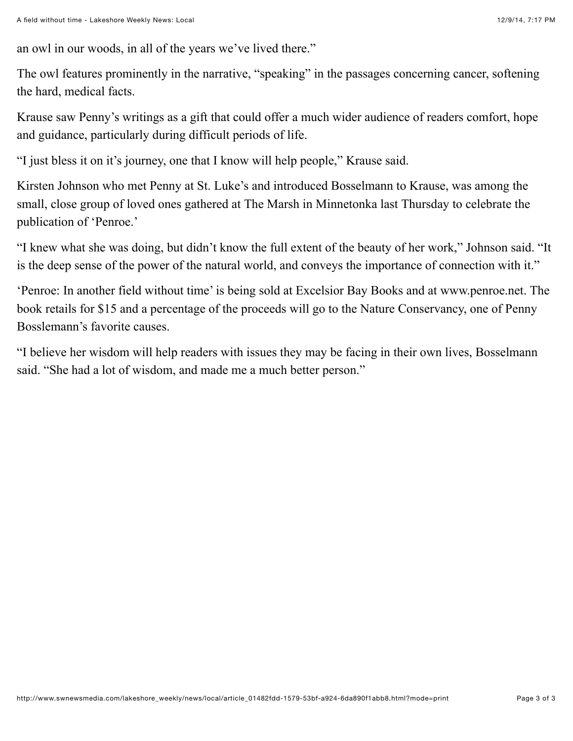an owl in our woods, in all of the years we've lived there."

The owl features prominently in the narrative, "speaking" in the passages concerning cancer, softening the hard, medical facts.

Krause saw Penny's writings as a gift that could offer a much wider audience of readers comfort, hope and guidance, particularly during difficult periods of life.

"I just bless it on it's journey, one that I know will help people," Krause said.

Kirsten Johnson who met Penny at St. Luke's and introduced Bosselmann to Krause, was among the small, close group of loved ones gathered at The Marsh in Minnetonka last Thursday to celebrate the publication of 'Penroe.'

"I knew what she was doing, but didn't know the full extent of the beauty of her work," Johnson said. "It is the deep sense of the power of the natural world, and conveys the importance of connection with it."

'Penroe: In another field without time' is being sold at Excelsior Bay Books and at www.penroe.net. The book retails for $15 and a percentage of the proceeds will go to the Nature Conservancy, one of Penny Bosslemann's favorite causes.

"I believe her wisdom will help readers with issues they may be facing in their own lives, Bosselmann said. "She had a lot of wisdom, and made me a much better person."